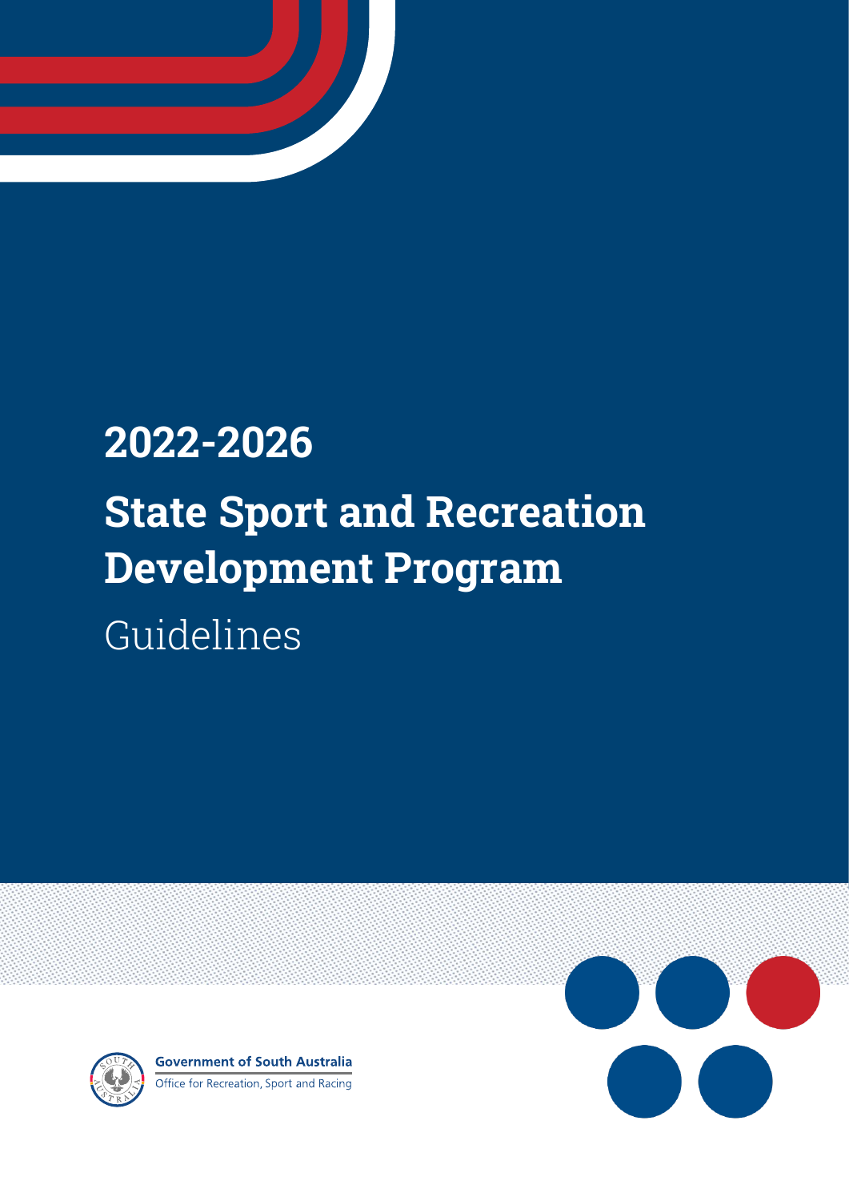# 2022-2026

# State Sport and Recreation Development Program

## Guidelines

Government of South Australia
Office for Recreation, Sport and Racing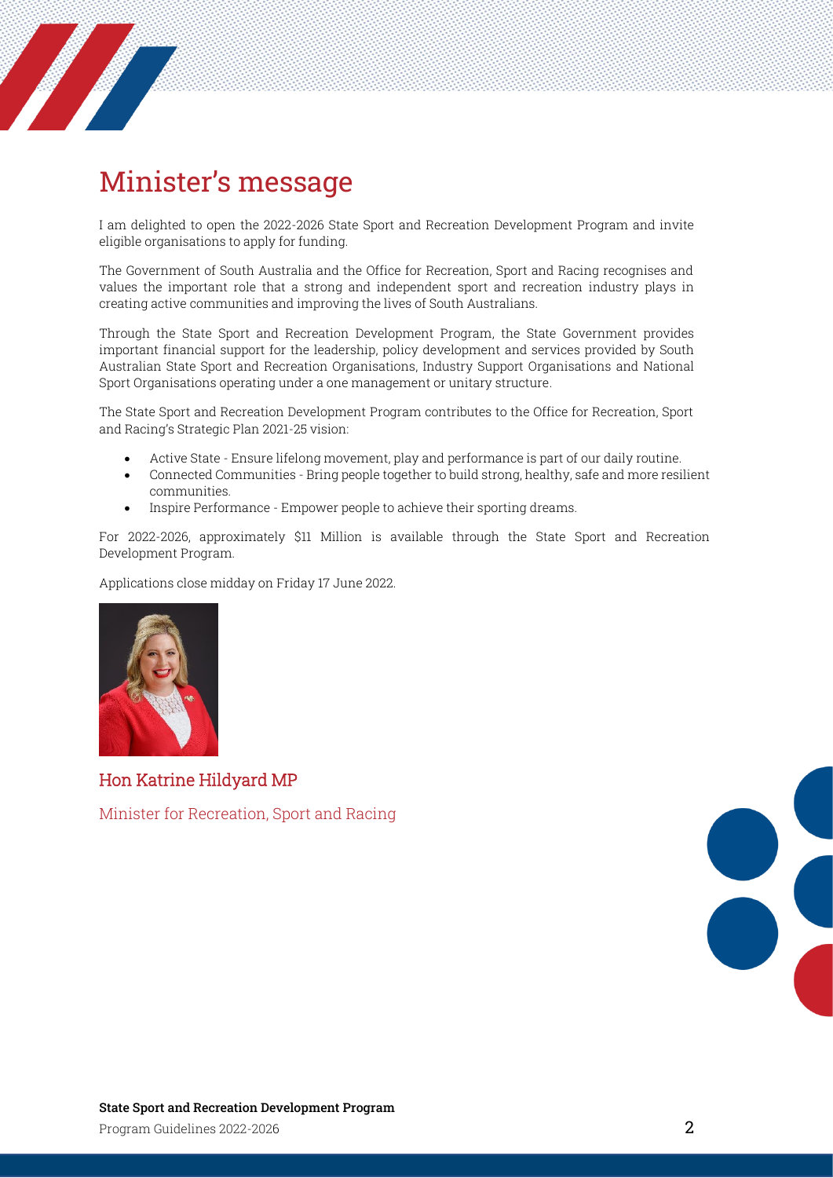# Minister's message

I am delighted to open the 2022-2026 State Sport and Recreation Development Program and invite eligible organisations to apply for funding.

The Government of South Australia and the Office for Recreation, Sport and Racing recognises and values the important role that a strong and independent sport and recreation industry plays in creating active communities and improving the lives of South Australians.

Through the State Sport and Recreation Development Program, the State Government provides important financial support for the leadership, policy development and services provided by South Australian State Sport and Recreation Organisations, Industry Support Organisations and National Sport Organisations operating under a one management or unitary structure.

The State Sport and Recreation Development Program contributes to the Office for Recreation, Sport and Racing's Strategic Plan 2021-25 vision:

- Active State - Ensure lifelong movement, play and performance is part of our daily routine.
- Connected Communities - Bring people together to build strong, healthy, safe and more resilient communities.
- Inspire Performance - Empower people to achieve their sporting dreams.

For 2022-2026, approximately $11 Million is available through the State Sport and Recreation Development Program.

Applications close midday on Friday 17 June 2022.

Hon Katrine Hildyard MP

Minister for Recreation, Sport and Racing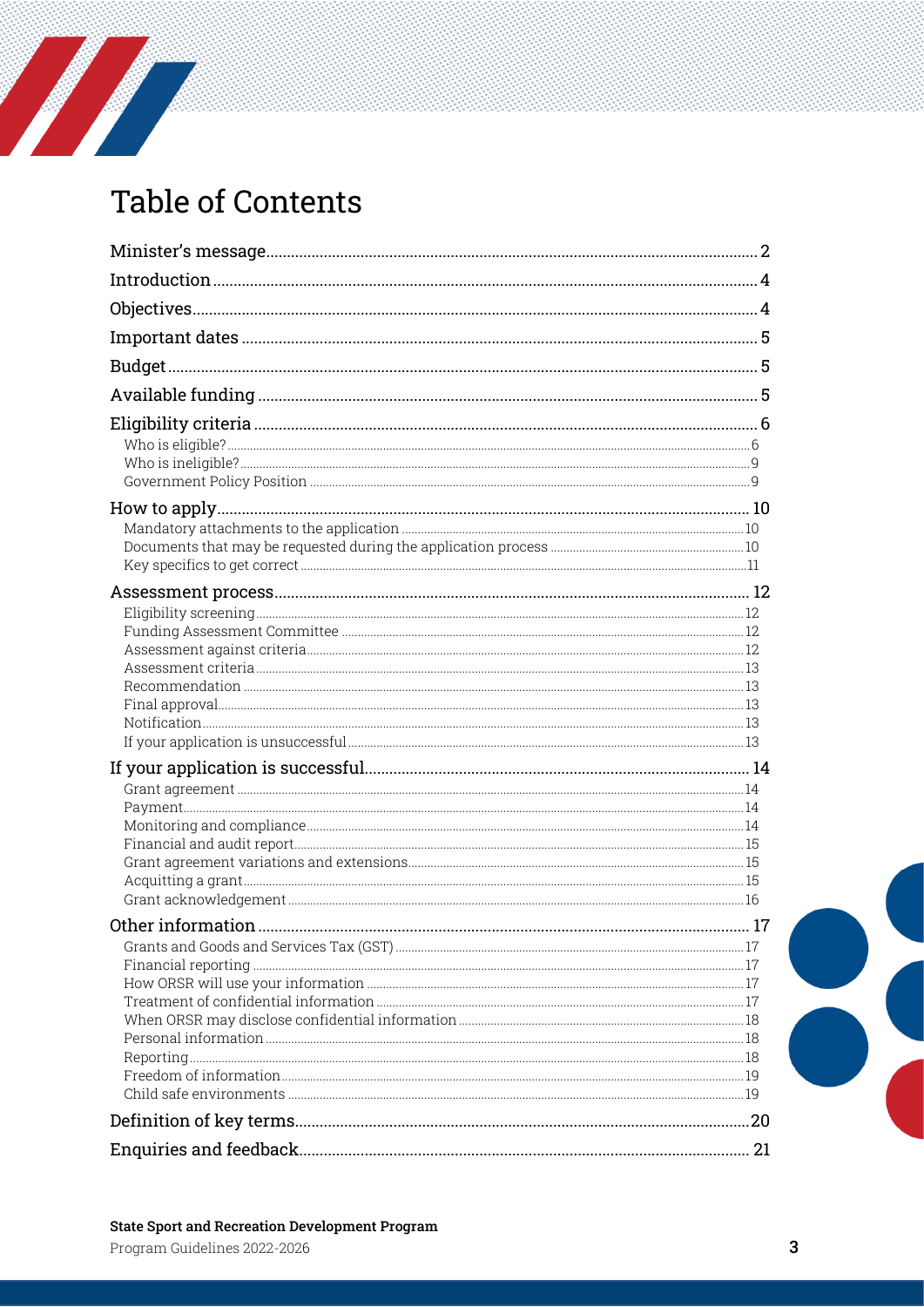# Table of Contents

Minister's message........................................................................................................ 2

Introduction ................................................................................................................... 4

Objectives....................................................................................................................... 4

Important dates ............................................................................................................ 5

Budget............................................................................................................................. 5

Available funding .......................................................................................................... 5

Eligibility criteria ........................................................................................................... 6

- Who is eligible?........................................................................................................ 6
- Who is ineligible?..................................................................................................... 9
- Government Policy Position ................................................................................... 9

How to apply.................................................................................................................. 10

- Mandatory attachments to the application ....................................................... 10
- Documents that may be requested during the application process ............... 10
- Key specifics to get correct .................................................................................. 11

Assessment process..................................................................................................... 12

- Eligibility screening................................................................................................ 12
- Funding Assessment Committee ......................................................................... 12
- Assessment against criteria.................................................................................. 12
- Assessment criteria ................................................................................................ 13
- Recommendation ................................................................................................... 13
- Final approval.......................................................................................................... 13
- Notification.............................................................................................................. 13
- If your application is unsuccessful...................................................................... 13

If your application is successful.................................................................................. 14

- Grant agreement .................................................................................................... 14
- Payment................................................................................................................... 14
- Monitoring and compliance.................................................................................. 14
- Financial and audit report..................................................................................... 15
- Grant agreement variations and extensions...................................................... 15
- Acquitting a grant................................................................................................... 15
- Grant acknowledgement ....................................................................................... 16

Other information ......................................................................................................... 17

- Grants and Goods and Services Tax (GST) ......................................................... 17
- Financial reporting ................................................................................................. 17
- How ORSR will use your information ................................................................. 17
- Treatment of confidential information ............................................................... 17
- When ORSR may disclose confidential information ......................................... 18
- Personal information ............................................................................................. 18
- Reporting................................................................................................................. 18
- Freedom of information......................................................................................... 19
- Child safe environments ....................................................................................... 19

Definition of key terms................................................................................................. 20

Enquiries and feedback................................................................................................ 21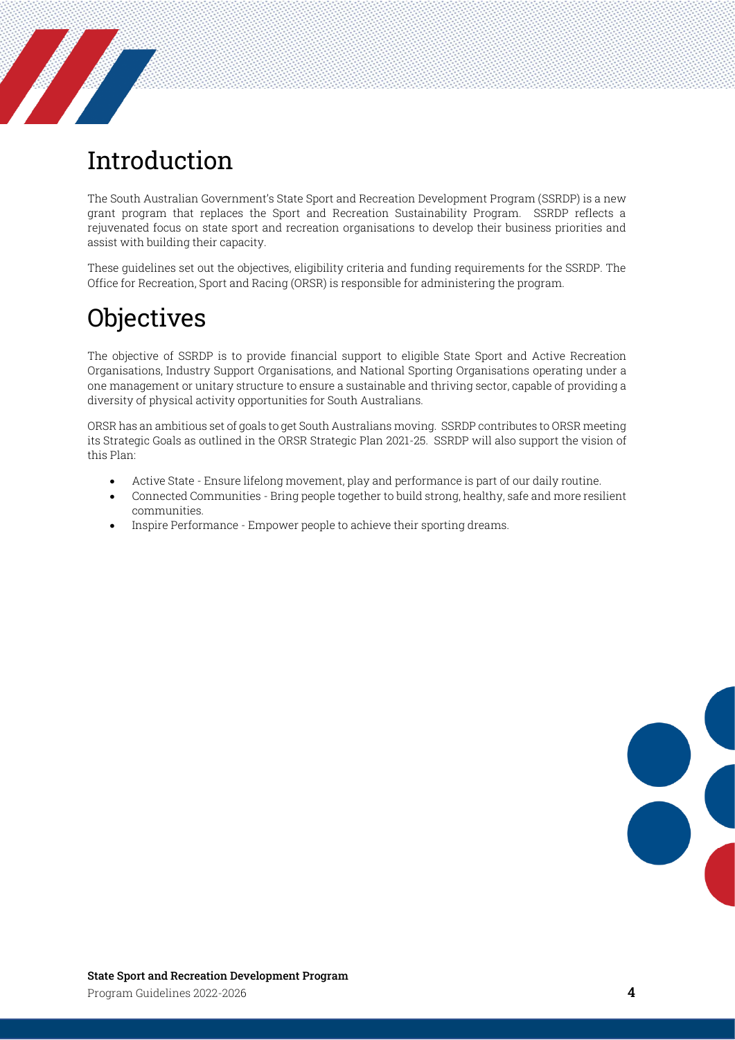# Introduction

The South Australian Government's State Sport and Recreation Development Program (SSRDP) is a new grant program that replaces the Sport and Recreation Sustainability Program. SSRDP reflects a rejuvenated focus on state sport and recreation organisations to develop their business priorities and assist with building their capacity.

These guidelines set out the objectives, eligibility criteria and funding requirements for the SSRDP. The Office for Recreation, Sport and Racing (ORSR) is responsible for administering the program.

# Objectives

The objective of SSRDP is to provide financial support to eligible State Sport and Active Recreation Organisations, Industry Support Organisations, and National Sporting Organisations operating under a one management or unitary structure to ensure a sustainable and thriving sector, capable of providing a diversity of physical activity opportunities for South Australians.

ORSR has an ambitious set of goals to get South Australians moving. SSRDP contributes to ORSR meeting its Strategic Goals as outlined in the ORSR Strategic Plan 2021-25. SSRDP will also support the vision of this Plan:

- Active State - Ensure lifelong movement, play and performance is part of our daily routine.
- Connected Communities - Bring people together to build strong, healthy, safe and more resilient communities.
- Inspire Performance - Empower people to achieve their sporting dreams.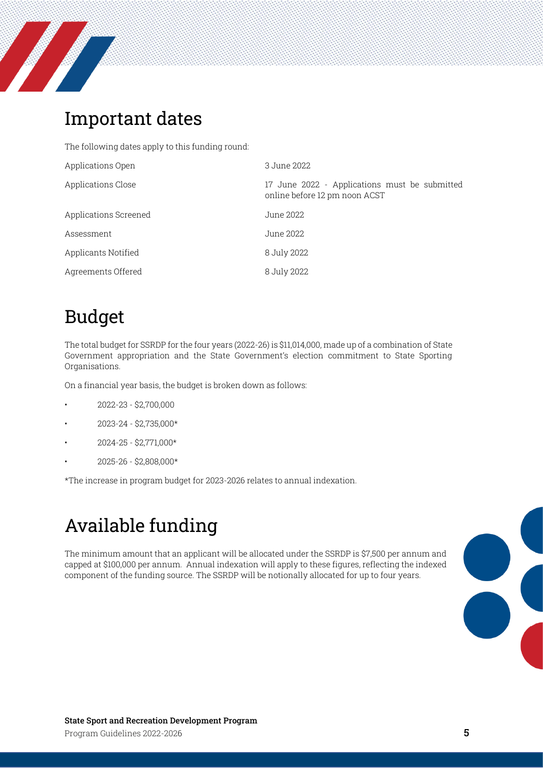# Important dates

The following dates apply to this funding round:

| | |
|---|---|
| Applications Open | 3 June 2022 |
| Applications Close | 17 June 2022 - Applications must be submitted online before 12 pm noon ACST |
| Applications Screened | June 2022 |
| Assessment | June 2022 |
| Applicants Notified | 8 July 2022 |
| Agreements Offered | 8 July 2022 |

# Budget

The total budget for SSRDP for the four years (2022-26) is $11,014,000, made up of a combination of State Government appropriation and the State Government's election commitment to State Sporting Organisations.

On a financial year basis, the budget is broken down as follows:

- 2022-23 - $2,700,000
- 2023-24 - $2,735,000*
- 2024-25 - $2,771,000*
- 2025-26 - $2,808,000*

*The increase in program budget for 2023-2026 relates to annual indexation.

# Available funding

The minimum amount that an applicant will be allocated under the SSRDP is $7,500 per annum and capped at $100,000 per annum. Annual indexation will apply to these figures, reflecting the indexed component of the funding source. The SSRDP will be notionally allocated for up to four years.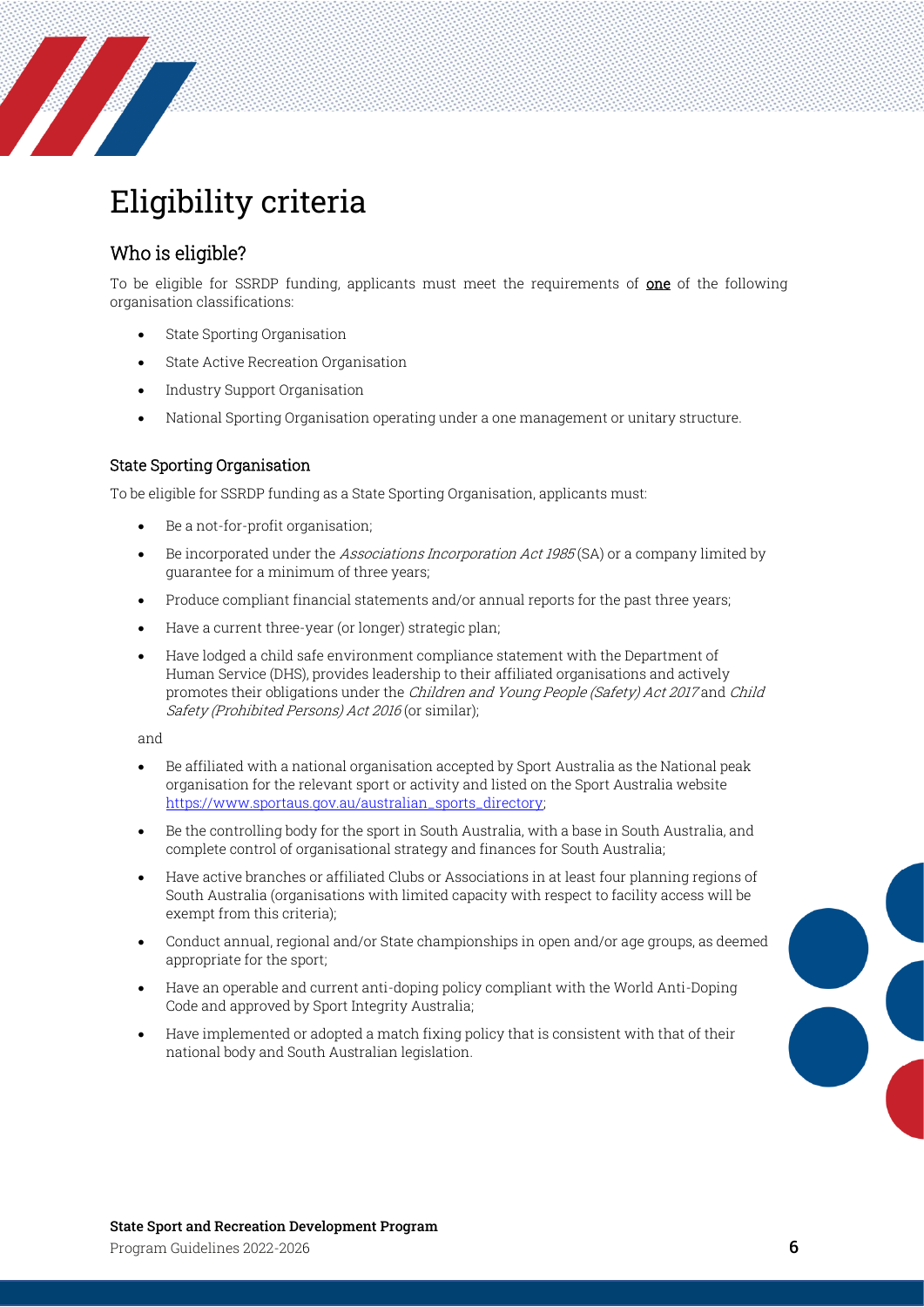# Eligibility criteria

## Who is eligible?

To be eligible for SSRDP funding, applicants must meet the requirements of **one** of the following organisation classifications:

- State Sporting Organisation
- State Active Recreation Organisation
- Industry Support Organisation
- National Sporting Organisation operating under a one management or unitary structure.

### State Sporting Organisation

To be eligible for SSRDP funding as a State Sporting Organisation, applicants must:

- Be a not-for-profit organisation;
- Be incorporated under the *Associations Incorporation Act 1985* (SA) or a company limited by guarantee for a minimum of three years;
- Produce compliant financial statements and/or annual reports for the past three years;
- Have a current three-year (or longer) strategic plan;
- Have lodged a child safe environment compliance statement with the Department of Human Service (DHS), provides leadership to their affiliated organisations and actively promotes their obligations under the *Children and Young People (Safety) Act 2017* and *Child Safety (Prohibited Persons) Act 2016* (or similar);

and

- Be affiliated with a national organisation accepted by Sport Australia as the National peak organisation for the relevant sport or activity and listed on the Sport Australia website https://www.sportaus.gov.au/australian_sports_directory;
- Be the controlling body for the sport in South Australia, with a base in South Australia, and complete control of organisational strategy and finances for South Australia;
- Have active branches or affiliated Clubs or Associations in at least four planning regions of South Australia (organisations with limited capacity with respect to facility access will be exempt from this criteria);
- Conduct annual, regional and/or State championships in open and/or age groups, as deemed appropriate for the sport;
- Have an operable and current anti-doping policy compliant with the World Anti-Doping Code and approved by Sport Integrity Australia;
- Have implemented or adopted a match fixing policy that is consistent with that of their national body and South Australian legislation.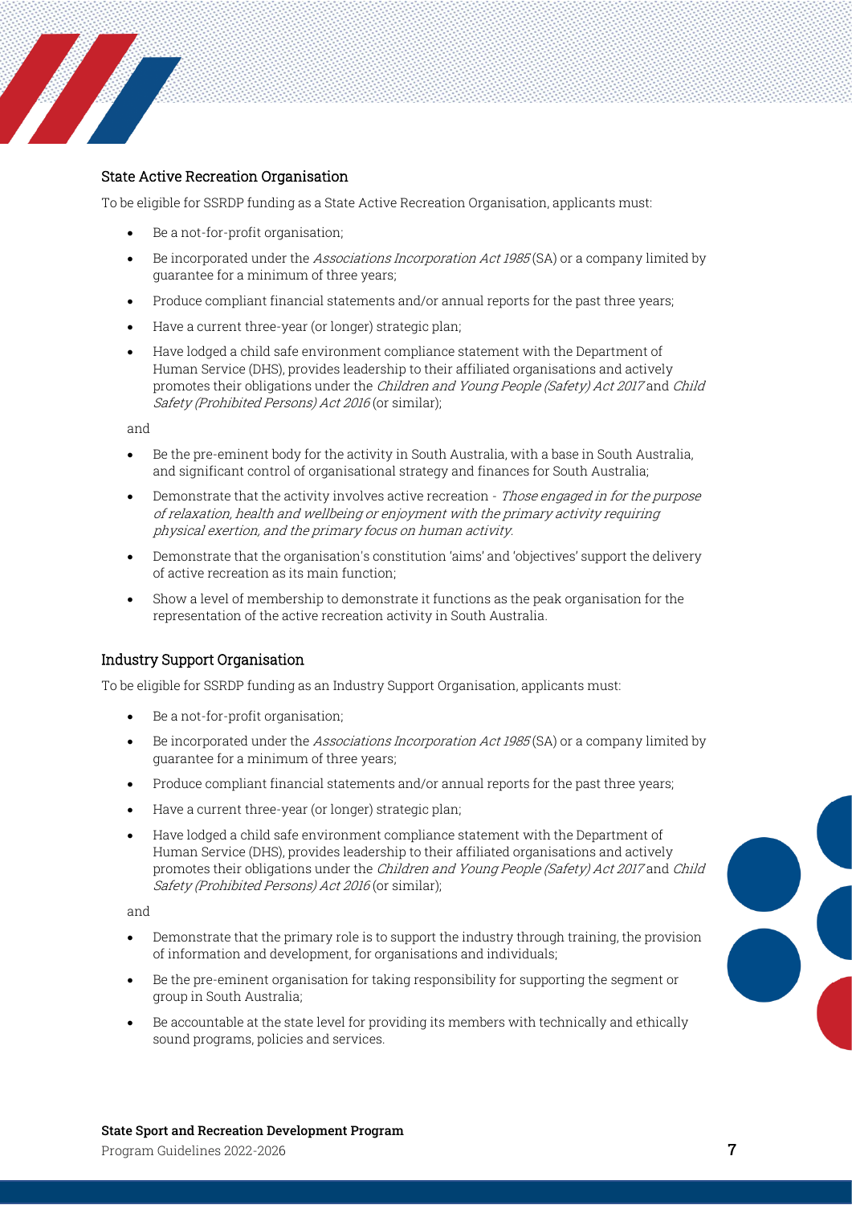### State Active Recreation Organisation

To be eligible for SSRDP funding as a State Active Recreation Organisation, applicants must:

- Be a not-for-profit organisation;
- Be incorporated under the *Associations Incorporation Act 1985* (SA) or a company limited by guarantee for a minimum of three years;
- Produce compliant financial statements and/or annual reports for the past three years;
- Have a current three-year (or longer) strategic plan;
- Have lodged a child safe environment compliance statement with the Department of Human Service (DHS), provides leadership to their affiliated organisations and actively promotes their obligations under the *Children and Young People (Safety) Act 2017* and *Child Safety (Prohibited Persons) Act 2016* (or similar);

and

- Be the pre-eminent body for the activity in South Australia, with a base in South Australia, and significant control of organisational strategy and finances for South Australia;
- Demonstrate that the activity involves active recreation - *Those engaged in for the purpose of relaxation, health and wellbeing or enjoyment with the primary activity requiring physical exertion, and the primary focus on human activity.*
- Demonstrate that the organisation's constitution 'aims' and 'objectives' support the delivery of active recreation as its main function;
- Show a level of membership to demonstrate it functions as the peak organisation for the representation of the active recreation activity in South Australia.

### Industry Support Organisation

To be eligible for SSRDP funding as an Industry Support Organisation, applicants must:

- Be a not-for-profit organisation;
- Be incorporated under the *Associations Incorporation Act 1985* (SA) or a company limited by guarantee for a minimum of three years;
- Produce compliant financial statements and/or annual reports for the past three years;
- Have a current three-year (or longer) strategic plan;
- Have lodged a child safe environment compliance statement with the Department of Human Service (DHS), provides leadership to their affiliated organisations and actively promotes their obligations under the *Children and Young People (Safety) Act 2017* and *Child Safety (Prohibited Persons) Act 2016* (or similar);

and

- Demonstrate that the primary role is to support the industry through training, the provision of information and development, for organisations and individuals;
- Be the pre-eminent organisation for taking responsibility for supporting the segment or group in South Australia;
- Be accountable at the state level for providing its members with technically and ethically sound programs, policies and services.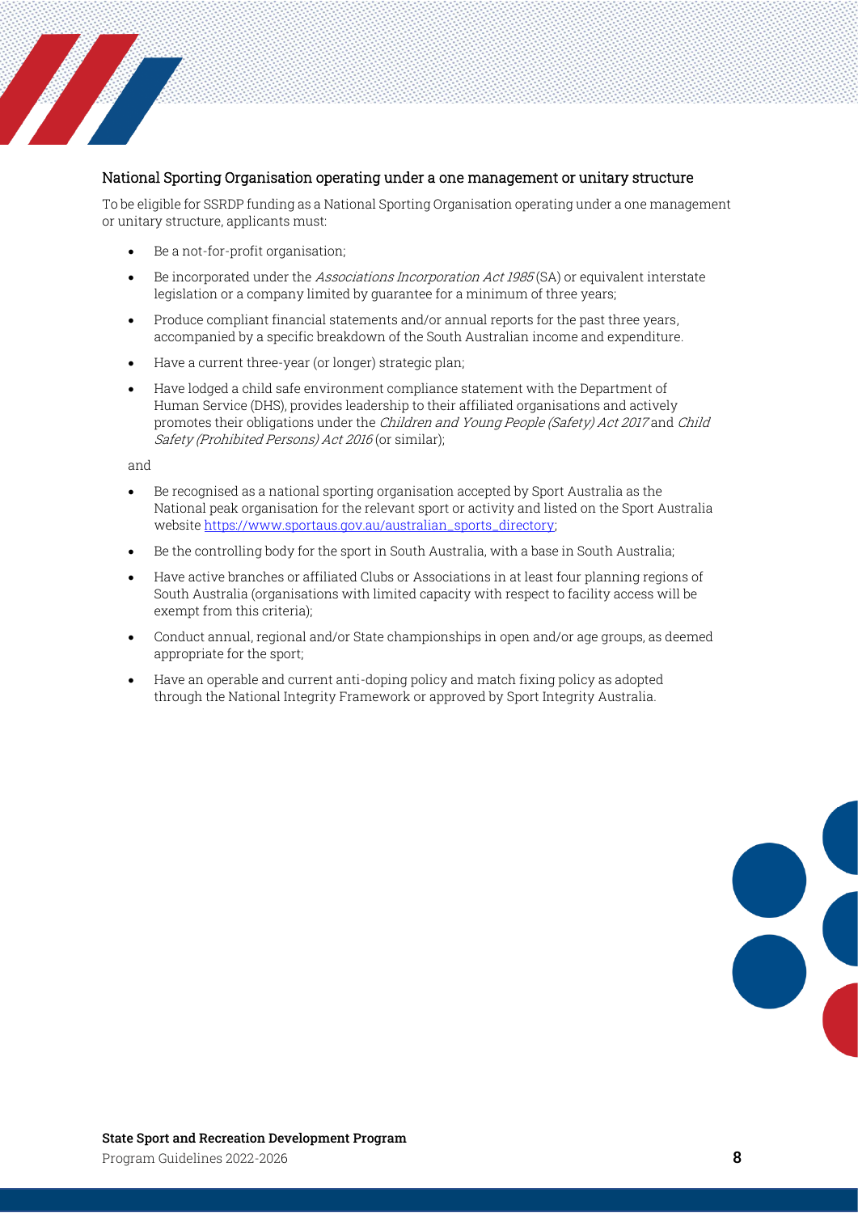### National Sporting Organisation operating under a one management or unitary structure

To be eligible for SSRDP funding as a National Sporting Organisation operating under a one management or unitary structure, applicants must:

- Be a not-for-profit organisation;
- Be incorporated under the *Associations Incorporation Act 1985* (SA) or equivalent interstate legislation or a company limited by guarantee for a minimum of three years;
- Produce compliant financial statements and/or annual reports for the past three years, accompanied by a specific breakdown of the South Australian income and expenditure.
- Have a current three-year (or longer) strategic plan;
- Have lodged a child safe environment compliance statement with the Department of Human Service (DHS), provides leadership to their affiliated organisations and actively promotes their obligations under the *Children and Young People (Safety) Act 2017* and *Child Safety (Prohibited Persons) Act 2016* (or similar);

and

- Be recognised as a national sporting organisation accepted by Sport Australia as the National peak organisation for the relevant sport or activity and listed on the Sport Australia website https://www.sportaus.gov.au/australian_sports_directory;
- Be the controlling body for the sport in South Australia, with a base in South Australia;
- Have active branches or affiliated Clubs or Associations in at least four planning regions of South Australia (organisations with limited capacity with respect to facility access will be exempt from this criteria);
- Conduct annual, regional and/or State championships in open and/or age groups, as deemed appropriate for the sport;
- Have an operable and current anti-doping policy and match fixing policy as adopted through the National Integrity Framework or approved by Sport Integrity Australia.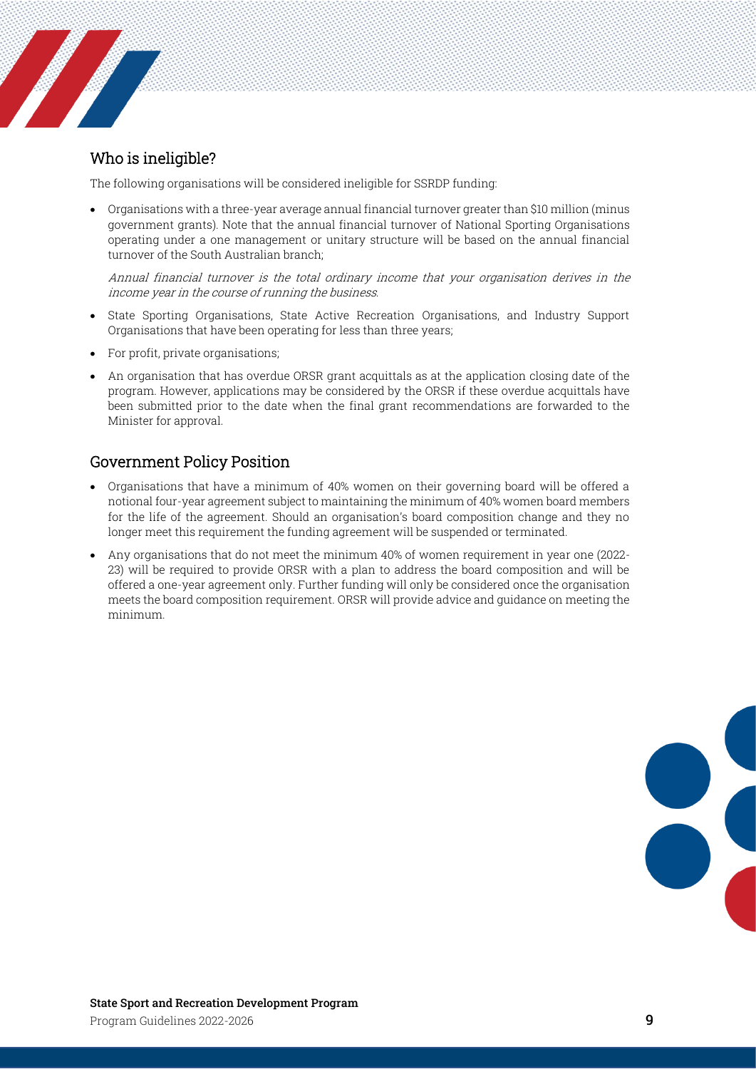## Who is ineligible?

The following organisations will be considered ineligible for SSRDP funding:

- Organisations with a three-year average annual financial turnover greater than $10 million (minus government grants). Note that the annual financial turnover of National Sporting Organisations operating under a one management or unitary structure will be based on the annual financial turnover of the South Australian branch;

  *Annual financial turnover is the total ordinary income that your organisation derives in the income year in the course of running the business.*

- State Sporting Organisations, State Active Recreation Organisations, and Industry Support Organisations that have been operating for less than three years;
- For profit, private organisations;
- An organisation that has overdue ORSR grant acquittals as at the application closing date of the program. However, applications may be considered by the ORSR if these overdue acquittals have been submitted prior to the date when the final grant recommendations are forwarded to the Minister for approval.

## Government Policy Position

- Organisations that have a minimum of 40% women on their governing board will be offered a notional four-year agreement subject to maintaining the minimum of 40% women board members for the life of the agreement. Should an organisation's board composition change and they no longer meet this requirement the funding agreement will be suspended or terminated.
- Any organisations that do not meet the minimum 40% of women requirement in year one (2022-23) will be required to provide ORSR with a plan to address the board composition and will be offered a one-year agreement only. Further funding will only be considered once the organisation meets the board composition requirement. ORSR will provide advice and guidance on meeting the minimum.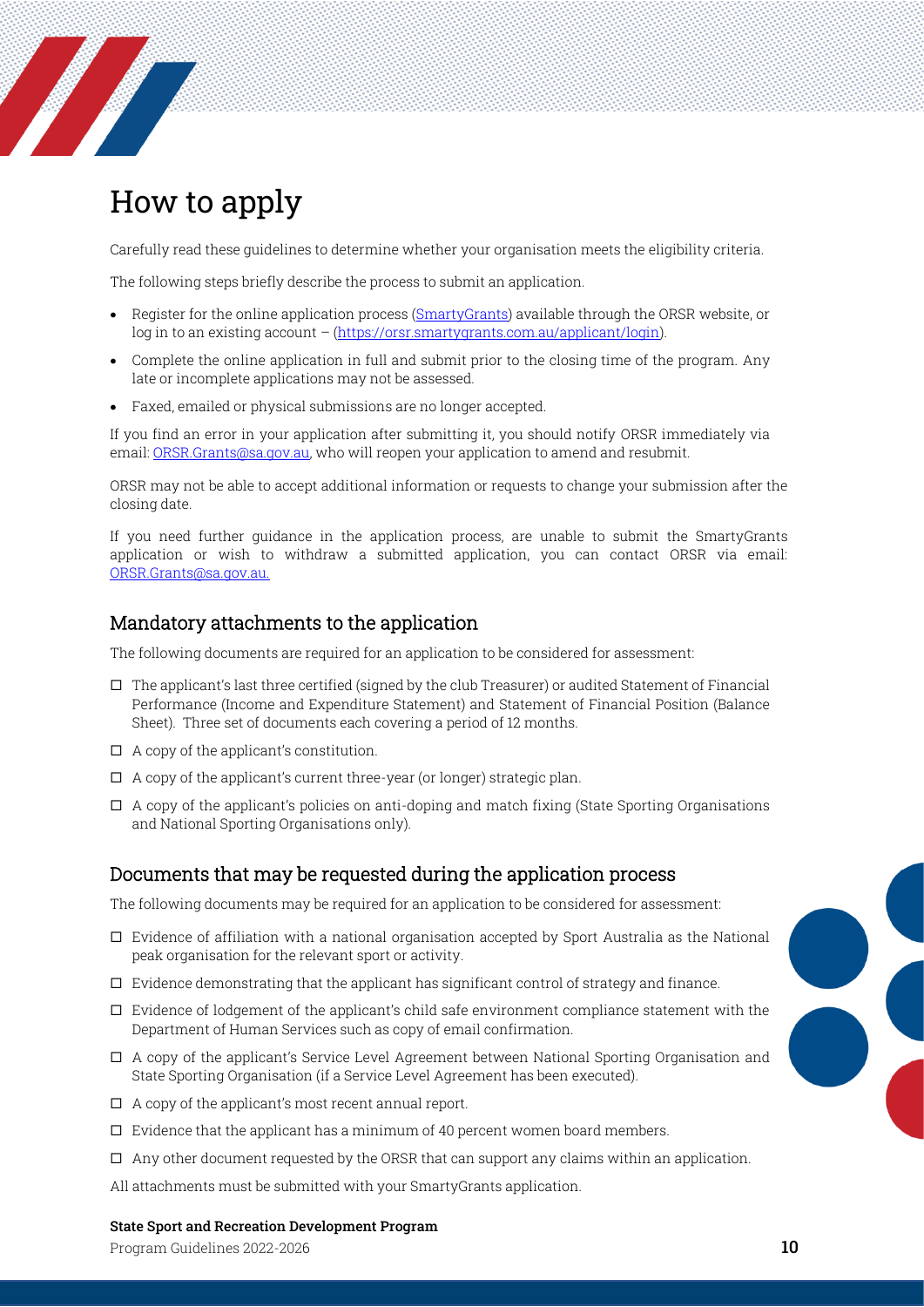# How to apply

Carefully read these guidelines to determine whether your organisation meets the eligibility criteria.

The following steps briefly describe the process to submit an application.

- Register for the online application process (SmartyGrants) available through the ORSR website, or log in to an existing account – (https://orsr.smartygrants.com.au/applicant/login).
- Complete the online application in full and submit prior to the closing time of the program. Any late or incomplete applications may not be assessed.
- Faxed, emailed or physical submissions are no longer accepted.

If you find an error in your application after submitting it, you should notify ORSR immediately via email: ORSR.Grants@sa.gov.au, who will reopen your application to amend and resubmit.

ORSR may not be able to accept additional information or requests to change your submission after the closing date.

If you need further guidance in the application process, are unable to submit the SmartyGrants application or wish to withdraw a submitted application, you can contact ORSR via email: ORSR.Grants@sa.gov.au.

## Mandatory attachments to the application

The following documents are required for an application to be considered for assessment:

- ☐ The applicant's last three certified (signed by the club Treasurer) or audited Statement of Financial Performance (Income and Expenditure Statement) and Statement of Financial Position (Balance Sheet). Three set of documents each covering a period of 12 months.
- ☐ A copy of the applicant's constitution.
- ☐ A copy of the applicant's current three-year (or longer) strategic plan.
- ☐ A copy of the applicant's policies on anti-doping and match fixing (State Sporting Organisations and National Sporting Organisations only).

## Documents that may be requested during the application process

The following documents may be required for an application to be considered for assessment:

- ☐ Evidence of affiliation with a national organisation accepted by Sport Australia as the National peak organisation for the relevant sport or activity.
- ☐ Evidence demonstrating that the applicant has significant control of strategy and finance.
- ☐ Evidence of lodgement of the applicant's child safe environment compliance statement with the Department of Human Services such as copy of email confirmation.
- ☐ A copy of the applicant's Service Level Agreement between National Sporting Organisation and State Sporting Organisation (if a Service Level Agreement has been executed).
- ☐ A copy of the applicant's most recent annual report.
- ☐ Evidence that the applicant has a minimum of 40 percent women board members.
- ☐ Any other document requested by the ORSR that can support any claims within an application.

All attachments must be submitted with your SmartyGrants application.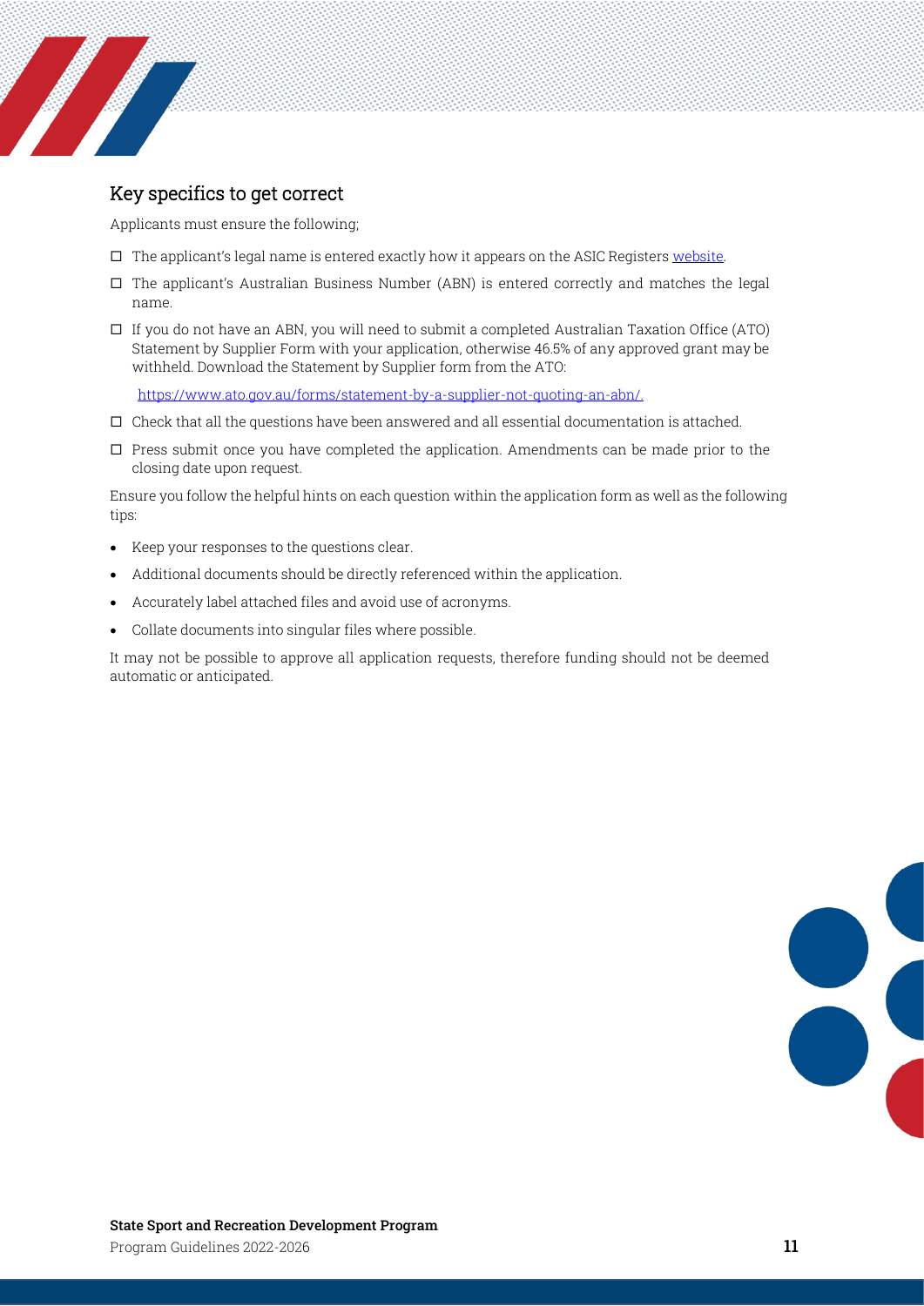## Key specifics to get correct

Applicants must ensure the following;

- ☐ The applicant's legal name is entered exactly how it appears on the ASIC Registers website.
- ☐ The applicant's Australian Business Number (ABN) is entered correctly and matches the legal name.
- ☐ If you do not have an ABN, you will need to submit a completed Australian Taxation Office (ATO) Statement by Supplier Form with your application, otherwise 46.5% of any approved grant may be withheld. Download the Statement by Supplier form from the ATO:

  https://www.ato.gov.au/forms/statement-by-a-supplier-not-quoting-an-abn/.
- ☐ Check that all the questions have been answered and all essential documentation is attached.
- ☐ Press submit once you have completed the application. Amendments can be made prior to the closing date upon request.

Ensure you follow the helpful hints on each question within the application form as well as the following tips:

- Keep your responses to the questions clear.
- Additional documents should be directly referenced within the application.
- Accurately label attached files and avoid use of acronyms.
- Collate documents into singular files where possible.

It may not be possible to approve all application requests, therefore funding should not be deemed automatic or anticipated.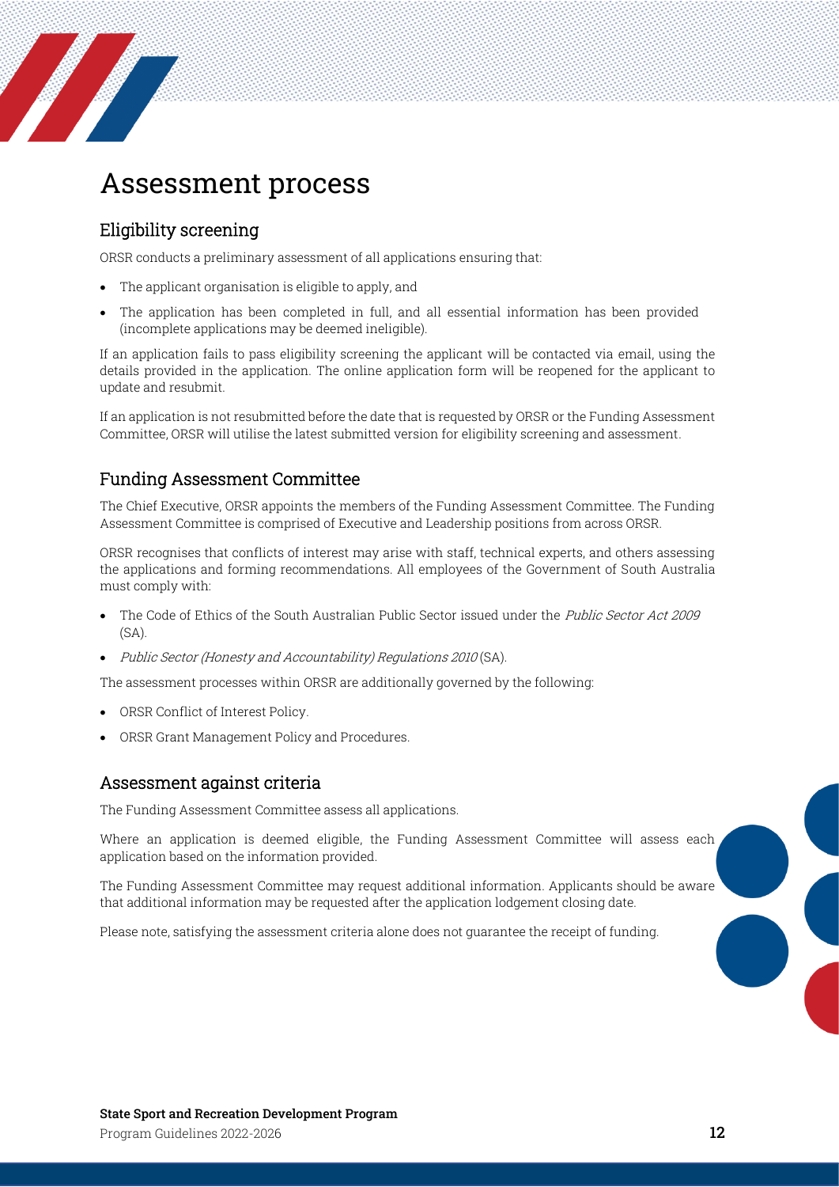# Assessment process

## Eligibility screening

ORSR conducts a preliminary assessment of all applications ensuring that:

- The applicant organisation is eligible to apply, and
- The application has been completed in full, and all essential information has been provided (incomplete applications may be deemed ineligible).

If an application fails to pass eligibility screening the applicant will be contacted via email, using the details provided in the application. The online application form will be reopened for the applicant to update and resubmit.

If an application is not resubmitted before the date that is requested by ORSR or the Funding Assessment Committee, ORSR will utilise the latest submitted version for eligibility screening and assessment.

## Funding Assessment Committee

The Chief Executive, ORSR appoints the members of the Funding Assessment Committee. The Funding Assessment Committee is comprised of Executive and Leadership positions from across ORSR.

ORSR recognises that conflicts of interest may arise with staff, technical experts, and others assessing the applications and forming recommendations. All employees of the Government of South Australia must comply with:

- The Code of Ethics of the South Australian Public Sector issued under the *Public Sector Act 2009* (SA).
- *Public Sector (Honesty and Accountability) Regulations 2010* (SA).

The assessment processes within ORSR are additionally governed by the following:

- ORSR Conflict of Interest Policy.
- ORSR Grant Management Policy and Procedures.

## Assessment against criteria

The Funding Assessment Committee assess all applications.

Where an application is deemed eligible, the Funding Assessment Committee will assess each application based on the information provided.

The Funding Assessment Committee may request additional information. Applicants should be aware that additional information may be requested after the application lodgement closing date.

Please note, satisfying the assessment criteria alone does not guarantee the receipt of funding.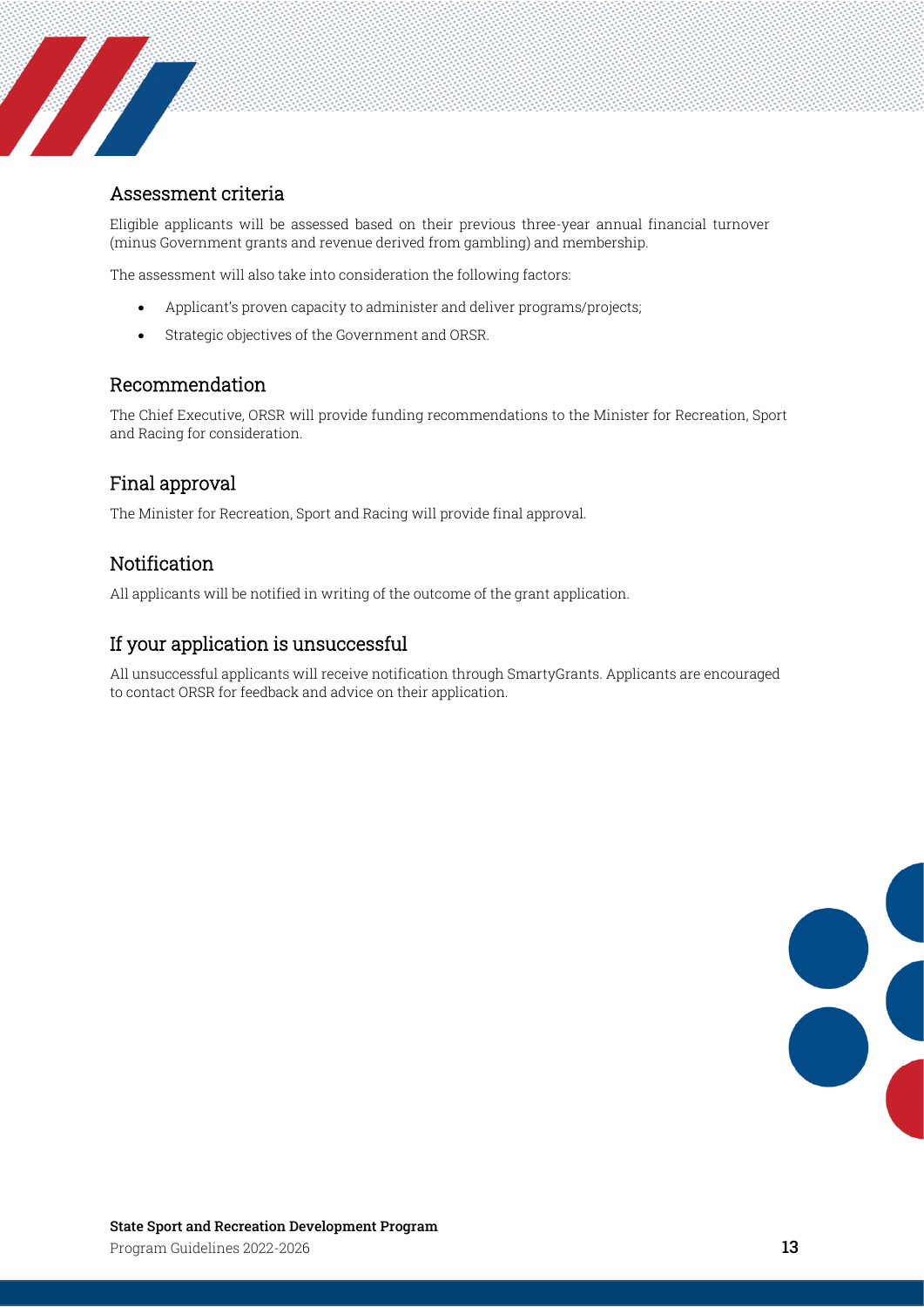## Assessment criteria

Eligible applicants will be assessed based on their previous three-year annual financial turnover (minus Government grants and revenue derived from gambling) and membership.

The assessment will also take into consideration the following factors:

- Applicant's proven capacity to administer and deliver programs/projects;
- Strategic objectives of the Government and ORSR.

## Recommendation

The Chief Executive, ORSR will provide funding recommendations to the Minister for Recreation, Sport and Racing for consideration.

## Final approval

The Minister for Recreation, Sport and Racing will provide final approval.

## Notification

All applicants will be notified in writing of the outcome of the grant application.

## If your application is unsuccessful

All unsuccessful applicants will receive notification through SmartyGrants. Applicants are encouraged to contact ORSR for feedback and advice on their application.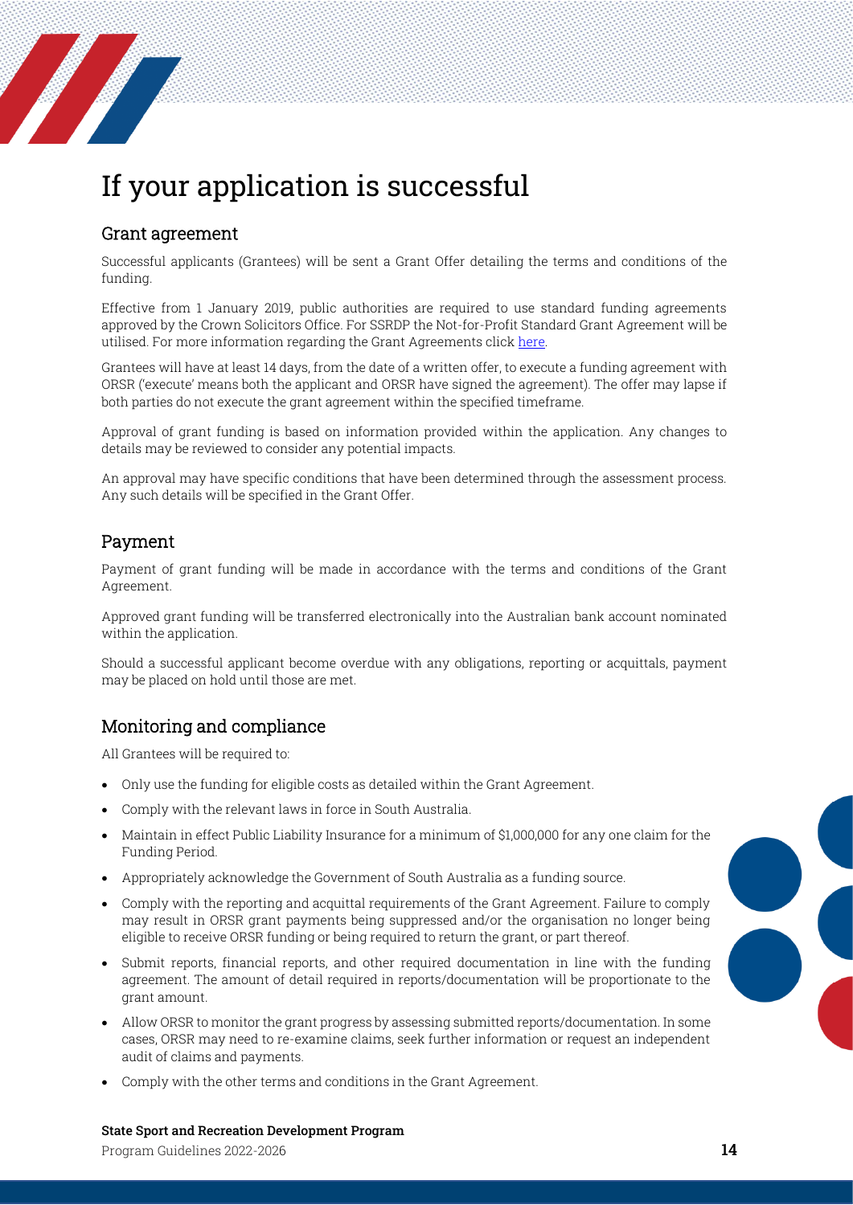# If your application is successful

## Grant agreement

Successful applicants (Grantees) will be sent a Grant Offer detailing the terms and conditions of the funding.

Effective from 1 January 2019, public authorities are required to use standard funding agreements approved by the Crown Solicitors Office. For SSRDP the Not-for-Profit Standard Grant Agreement will be utilised. For more information regarding the Grant Agreements click here.

Grantees will have at least 14 days, from the date of a written offer, to execute a funding agreement with ORSR ('execute' means both the applicant and ORSR have signed the agreement). The offer may lapse if both parties do not execute the grant agreement within the specified timeframe.

Approval of grant funding is based on information provided within the application. Any changes to details may be reviewed to consider any potential impacts.

An approval may have specific conditions that have been determined through the assessment process. Any such details will be specified in the Grant Offer.

## Payment

Payment of grant funding will be made in accordance with the terms and conditions of the Grant Agreement.

Approved grant funding will be transferred electronically into the Australian bank account nominated within the application.

Should a successful applicant become overdue with any obligations, reporting or acquittals, payment may be placed on hold until those are met.

## Monitoring and compliance

All Grantees will be required to:

- Only use the funding for eligible costs as detailed within the Grant Agreement.
- Comply with the relevant laws in force in South Australia.
- Maintain in effect Public Liability Insurance for a minimum of $1,000,000 for any one claim for the Funding Period.
- Appropriately acknowledge the Government of South Australia as a funding source.
- Comply with the reporting and acquittal requirements of the Grant Agreement. Failure to comply may result in ORSR grant payments being suppressed and/or the organisation no longer being eligible to receive ORSR funding or being required to return the grant, or part thereof.
- Submit reports, financial reports, and other required documentation in line with the funding agreement. The amount of detail required in reports/documentation will be proportionate to the grant amount.
- Allow ORSR to monitor the grant progress by assessing submitted reports/documentation. In some cases, ORSR may need to re-examine claims, seek further information or request an independent audit of claims and payments.
- Comply with the other terms and conditions in the Grant Agreement.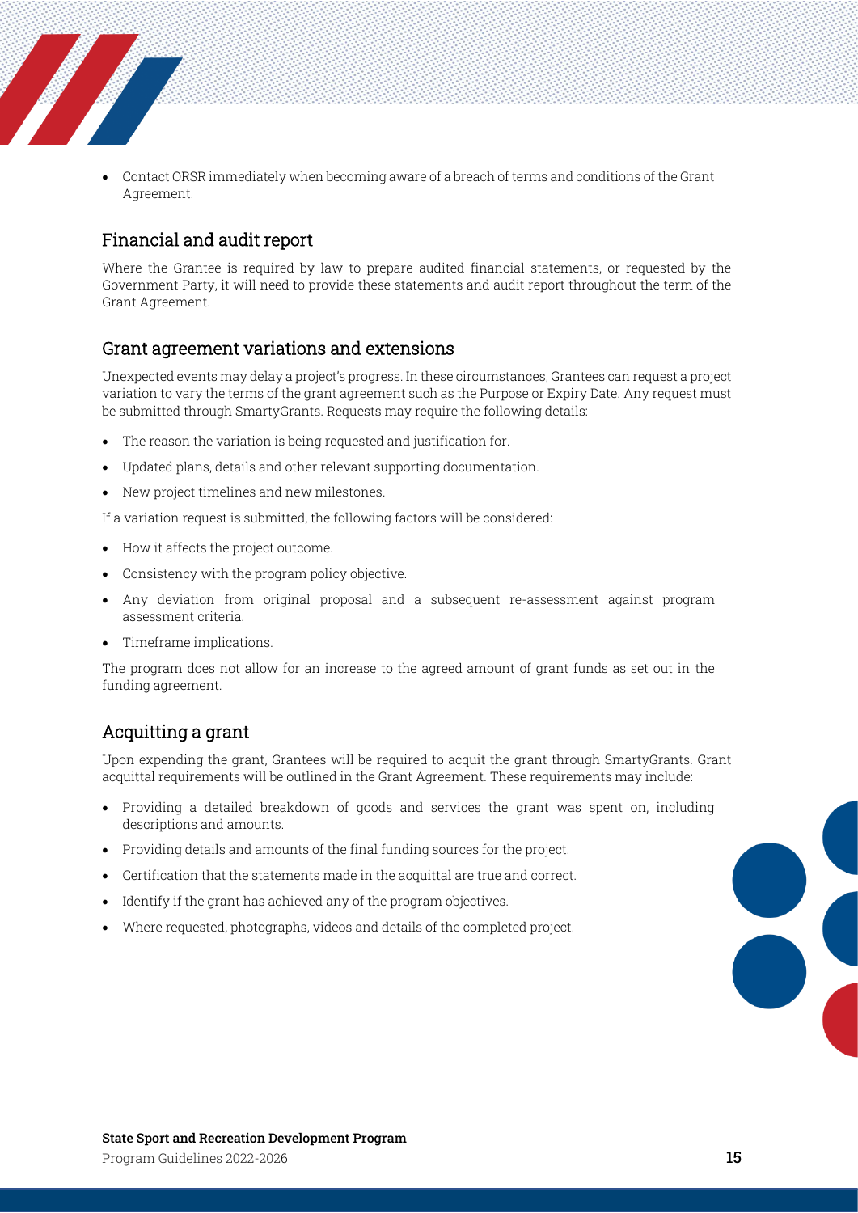- Contact ORSR immediately when becoming aware of a breach of terms and conditions of the Grant Agreement.

## Financial and audit report

Where the Grantee is required by law to prepare audited financial statements, or requested by the Government Party, it will need to provide these statements and audit report throughout the term of the Grant Agreement.

## Grant agreement variations and extensions

Unexpected events may delay a project's progress. In these circumstances, Grantees can request a project variation to vary the terms of the grant agreement such as the Purpose or Expiry Date. Any request must be submitted through SmartyGrants. Requests may require the following details:

- The reason the variation is being requested and justification for.
- Updated plans, details and other relevant supporting documentation.
- New project timelines and new milestones.

If a variation request is submitted, the following factors will be considered:

- How it affects the project outcome.
- Consistency with the program policy objective.
- Any deviation from original proposal and a subsequent re-assessment against program assessment criteria.
- Timeframe implications.

The program does not allow for an increase to the agreed amount of grant funds as set out in the funding agreement.

## Acquitting a grant

Upon expending the grant, Grantees will be required to acquit the grant through SmartyGrants. Grant acquittal requirements will be outlined in the Grant Agreement. These requirements may include:

- Providing a detailed breakdown of goods and services the grant was spent on, including descriptions and amounts.
- Providing details and amounts of the final funding sources for the project.
- Certification that the statements made in the acquittal are true and correct.
- Identify if the grant has achieved any of the program objectives.
- Where requested, photographs, videos and details of the completed project.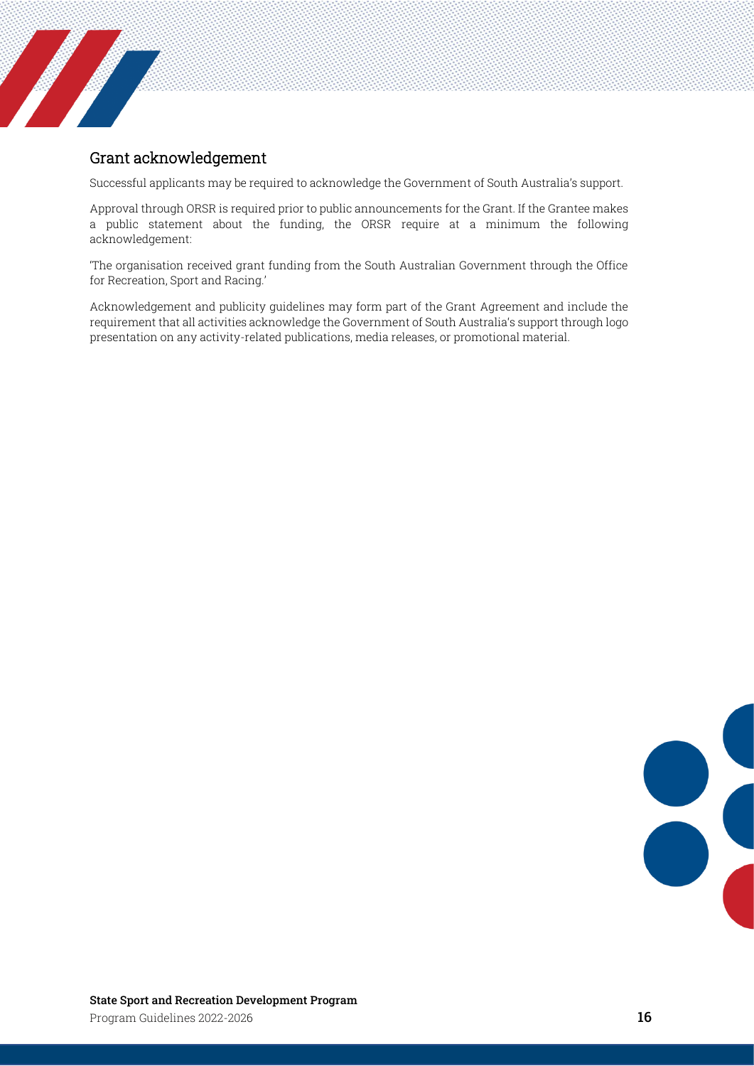## Grant acknowledgement

Successful applicants may be required to acknowledge the Government of South Australia's support.

Approval through ORSR is required prior to public announcements for the Grant. If the Grantee makes a public statement about the funding, the ORSR require at a minimum the following acknowledgement:

'The organisation received grant funding from the South Australian Government through the Office for Recreation, Sport and Racing.'

Acknowledgement and publicity guidelines may form part of the Grant Agreement and include the requirement that all activities acknowledge the Government of South Australia's support through logo presentation on any activity-related publications, media releases, or promotional material.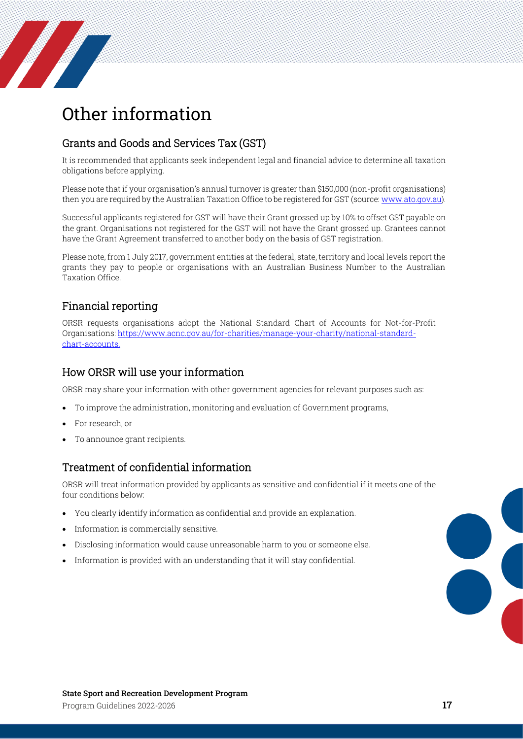# Other information

## Grants and Goods and Services Tax (GST)

It is recommended that applicants seek independent legal and financial advice to determine all taxation obligations before applying.

Please note that if your organisation's annual turnover is greater than $150,000 (non-profit organisations) then you are required by the Australian Taxation Office to be registered for GST (source: [www.ato.gov.au](www.ato.gov.au)).

Successful applicants registered for GST will have their Grant grossed up by 10% to offset GST payable on the grant. Organisations not registered for the GST will not have the Grant grossed up. Grantees cannot have the Grant Agreement transferred to another body on the basis of GST registration.

Please note, from 1 July 2017, government entities at the federal, state, territory and local levels report the grants they pay to people or organisations with an Australian Business Number to the Australian Taxation Office.

## Financial reporting

ORSR requests organisations adopt the National Standard Chart of Accounts for Not-for-Profit Organisations: [https://www.acnc.gov.au/for-charities/manage-your-charity/national-standard-chart-accounts.](https://www.acnc.gov.au/for-charities/manage-your-charity/national-standard-chart-accounts)

## How ORSR will use your information

ORSR may share your information with other government agencies for relevant purposes such as:

- To improve the administration, monitoring and evaluation of Government programs,
- For research, or
- To announce grant recipients.

## Treatment of confidential information

ORSR will treat information provided by applicants as sensitive and confidential if it meets one of the four conditions below:

- You clearly identify information as confidential and provide an explanation.
- Information is commercially sensitive.
- Disclosing information would cause unreasonable harm to you or someone else.
- Information is provided with an understanding that it will stay confidential.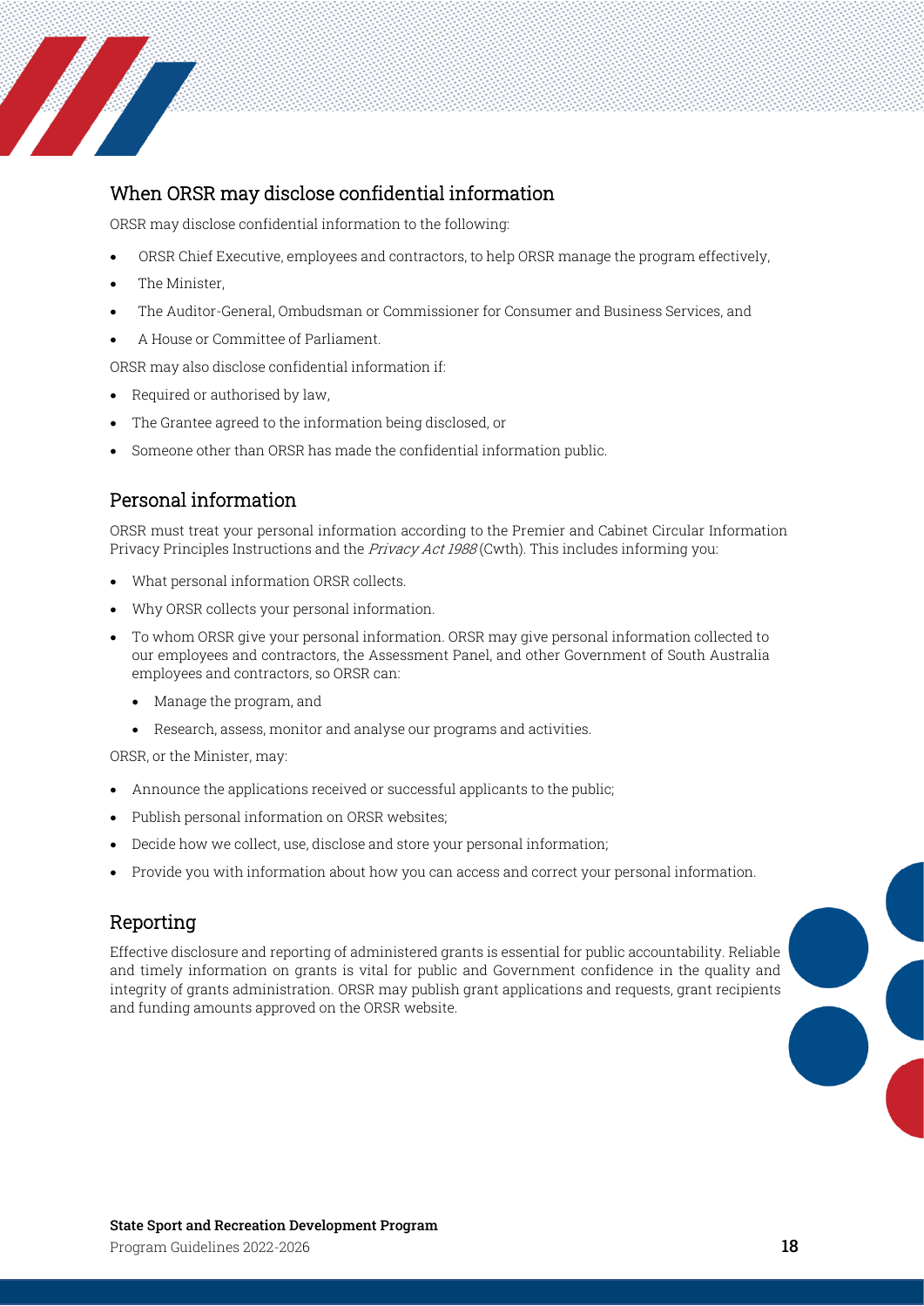## When ORSR may disclose confidential information

ORSR may disclose confidential information to the following:

- ORSR Chief Executive, employees and contractors, to help ORSR manage the program effectively,
- The Minister,
- The Auditor-General, Ombudsman or Commissioner for Consumer and Business Services, and
- A House or Committee of Parliament.

ORSR may also disclose confidential information if:

- Required or authorised by law,
- The Grantee agreed to the information being disclosed, or
- Someone other than ORSR has made the confidential information public.

## Personal information

ORSR must treat your personal information according to the Premier and Cabinet Circular Information Privacy Principles Instructions and the *Privacy Act 1988* (Cwth). This includes informing you:

- What personal information ORSR collects.
- Why ORSR collects your personal information.
- To whom ORSR give your personal information. ORSR may give personal information collected to our employees and contractors, the Assessment Panel, and other Government of South Australia employees and contractors, so ORSR can:
  - Manage the program, and
  - Research, assess, monitor and analyse our programs and activities.

ORSR, or the Minister, may:

- Announce the applications received or successful applicants to the public;
- Publish personal information on ORSR websites;
- Decide how we collect, use, disclose and store your personal information;
- Provide you with information about how you can access and correct your personal information.

## Reporting

Effective disclosure and reporting of administered grants is essential for public accountability. Reliable and timely information on grants is vital for public and Government confidence in the quality and integrity of grants administration. ORSR may publish grant applications and requests, grant recipients and funding amounts approved on the ORSR website.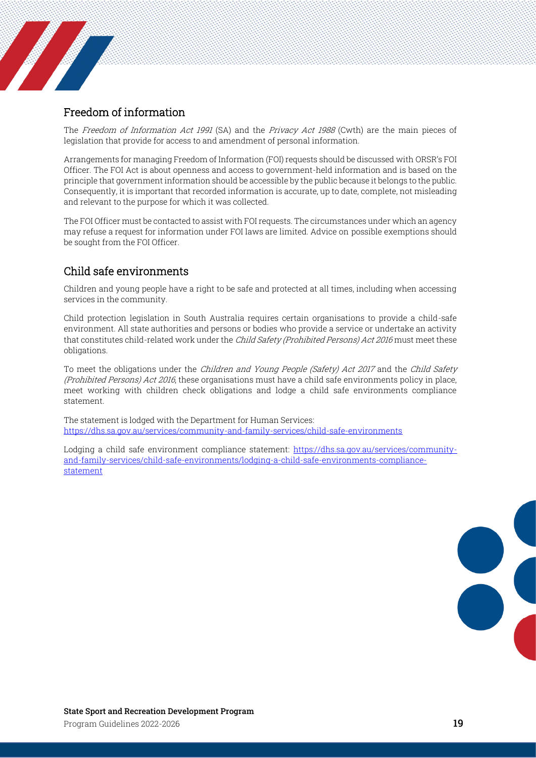## Freedom of information

The *Freedom of Information Act 1991* (SA) and the *Privacy Act 1988* (Cwth) are the main pieces of legislation that provide for access to and amendment of personal information.

Arrangements for managing Freedom of Information (FOI) requests should be discussed with ORSR's FOI Officer. The FOI Act is about openness and access to government-held information and is based on the principle that government information should be accessible by the public because it belongs to the public. Consequently, it is important that recorded information is accurate, up to date, complete, not misleading and relevant to the purpose for which it was collected.

The FOI Officer must be contacted to assist with FOI requests. The circumstances under which an agency may refuse a request for information under FOI laws are limited. Advice on possible exemptions should be sought from the FOI Officer.

## Child safe environments

Children and young people have a right to be safe and protected at all times, including when accessing services in the community.

Child protection legislation in South Australia requires certain organisations to provide a child-safe environment. All state authorities and persons or bodies who provide a service or undertake an activity that constitutes child-related work under the *Child Safety (Prohibited Persons) Act 2016* must meet these obligations.

To meet the obligations under the *Children and Young People (Safety) Act 2017* and the *Child Safety (Prohibited Persons) Act 2016*, these organisations must have a child safe environments policy in place, meet working with children check obligations and lodge a child safe environments compliance statement.

The statement is lodged with the Department for Human Services:
https://dhs.sa.gov.au/services/community-and-family-services/child-safe-environments

Lodging a child safe environment compliance statement: https://dhs.sa.gov.au/services/community-and-family-services/child-safe-environments/lodging-a-child-safe-environments-compliance-statement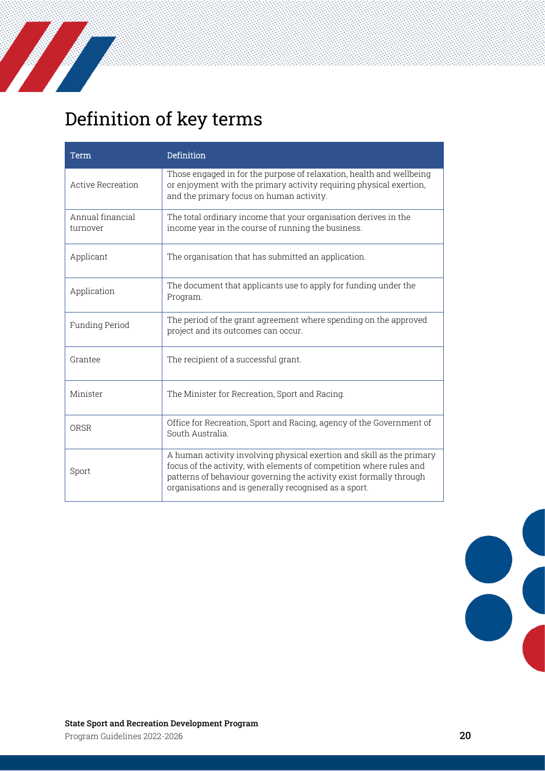# Definition of key terms

| Term | Definition |
|---|---|
| Active Recreation | Those engaged in for the purpose of relaxation, health and wellbeing or enjoyment with the primary activity requiring physical exertion, and the primary focus on human activity. |
| Annual financial turnover | The total ordinary income that your organisation derives in the income year in the course of running the business. |
| Applicant | The organisation that has submitted an application. |
| Application | The document that applicants use to apply for funding under the Program. |
| Funding Period | The period of the grant agreement where spending on the approved project and its outcomes can occur. |
| Grantee | The recipient of a successful grant. |
| Minister | The Minister for Recreation, Sport and Racing. |
| ORSR | Office for Recreation, Sport and Racing, agency of the Government of South Australia. |
| Sport | A human activity involving physical exertion and skill as the primary focus of the activity, with elements of competition where rules and patterns of behaviour governing the activity exist formally through organisations and is generally recognised as a sport. |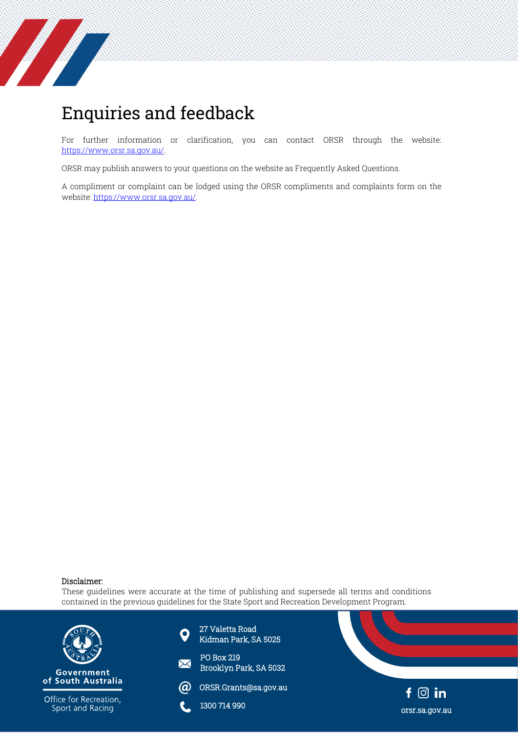# Enquiries and feedback

For further information or clarification, you can contact ORSR through the website: https://www.orsr.sa.gov.au/.

ORSR may publish answers to your questions on the website as Frequently Asked Questions.

A compliment or complaint can be lodged using the ORSR compliments and complaints form on the website: https://www.orsr.sa.gov.au/.

Disclaimer:
These guidelines were accurate at the time of publishing and supersede all terms and conditions contained in the previous guidelines for the State Sport and Recreation Development Program.

Government of South Australia
Office for Recreation, Sport and Racing

27 Valetta Road
Kidman Park, SA 5025

PO Box 219
Brooklyn Park, SA 5032

ORSR.Grants@sa.gov.au

1300 714 990

orsr.sa.gov.au